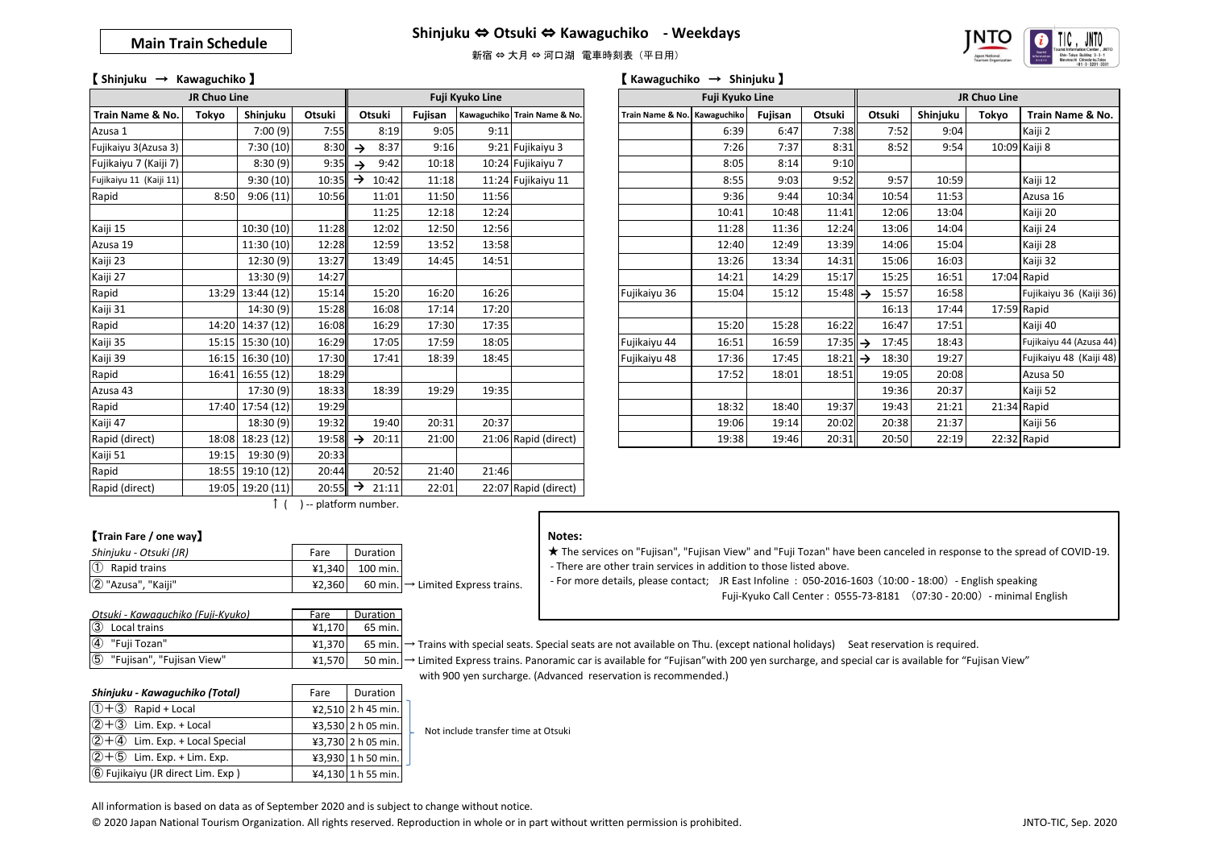## Main Train Schedule

# Shinjuku ⇔ Otsuki ⇔ Kawaguchiko - Weekdays

新宿 ⇔ 大月 ⇔ 河口湖 電車時刻表（平日用）

### 【 Shinjuku → Kawaguchiko 】

| JR Chuo Line | | | | Fuji Kyuko Line | | | |
|---|---|---|---|---|---|---|---|
| Train Name & No. | Tokyo | Shinjuku | Otsuki | Otsuki | Fujisan | Kawaguchiko | Train Name & No. |
| Azusa 1 | | 7:00 (9) | 7:55 | 8:19 | 9:05 | 9:11 | |
| Fujikaiyu 3(Azusa 3) | | 7:30 (10) | 8:30 | → 8:37 | 9:16 | 9:21 | Fujikaiyu 3 |
| Fujikaiyu 7 (Kaiji 7) | | 8:30 (9) | 9:35 | → 9:42 | 10:18 | 10:24 | Fujikaiyu 7 |
| Fujikaiyu 11 (Kaiji 11) | | 9:30 (10) | 10:35 | → 10:42 | 11:18 | 11:24 | Fujikaiyu 11 |
| Rapid | 8:50 | 9:06 (11) | 10:56 | 11:01 | 11:50 | 11:56 | |
| | | | | 11:25 | 12:18 | 12:24 | |
| Kaiji 15 | | 10:30 (10) | 11:28 | 12:02 | 12:50 | 12:56 | |
| Azusa 19 | | 11:30 (10) | 12:28 | 12:59 | 13:52 | 13:58 | |
| Kaiji 23 | | 12:30 (9) | 13:27 | 13:49 | 14:45 | 14:51 | |
| Kaiji 27 | | 13:30 (9) | 14:27 | | | | |
| Rapid | 13:29 | 13:44 (12) | 15:14 | 15:20 | 16:20 | 16:26 | |
| Kaiji 31 | | 14:30 (9) | 15:28 | 16:08 | 17:14 | 17:20 | |
| Rapid | 14:20 | 14:37 (12) | 16:08 | 16:29 | 17:30 | 17:35 | |
| Kaiji 35 | 15:15 | 15:30 (10) | 16:29 | 17:05 | 17:59 | 18:05 | |
| Kaiji 39 | 16:15 | 16:30 (10) | 17:30 | 17:41 | 18:39 | 18:45 | |
| Rapid | 16:41 | 16:55 (12) | 18:29 | | | | |
| Azusa 43 | | 17:30 (9) | 18:33 | 18:39 | 19:29 | 19:35 | |
| Rapid | 17:40 | 17:54 (12) | 19:29 | | | | |
| Kaiji 47 | | 18:30 (9) | 19:32 | 19:40 | 20:31 | 20:37 | |
| Rapid (direct) | 18:08 | 18:23 (12) | 19:58 | → 20:11 | 21:00 | 21:06 | Rapid (direct) |
| Kaiji 51 | 19:15 | 19:30 (9) | 20:33 | | | | |
| Rapid | 18:55 | 19:10 (12) | 20:44 | 20:52 | 21:40 | 21:46 | |
| Rapid (direct) | 19:05 | 19:20 (11) | 20:55 | → 21:11 | 22:01 | 22:07 | Rapid (direct) |

↑ ( ) -- platform number.

### 【 Kawaguchiko → Shinjuku 】

| Fuji Kyuko Line | | | | JR Chuo Line | | | |
|---|---|---|---|---|---|---|---|
| Train Name & No. | Kawaguchiko | Fujisan | Otsuki | Otsuki | Shinjuku | Tokyo | Train Name & No. |
| | 6:39 | 6:47 | 7:38 | 7:52 | 9:04 | | Kaiji 2 |
| | 7:26 | 7:37 | 8:31 | 8:52 | 9:54 | 10:09 | Kaiji 8 |
| | 8:05 | 8:14 | 9:10 | | | | |
| | 8:55 | 9:03 | 9:52 | 9:57 | 10:59 | | Kaiji 12 |
| | 9:36 | 9:44 | 10:34 | 10:54 | 11:53 | | Azusa 16 |
| | 10:41 | 10:48 | 11:41 | 12:06 | 13:04 | | Kaiji 20 |
| | 11:28 | 11:36 | 12:24 | 13:06 | 14:04 | | Kaiji 24 |
| | 12:40 | 12:49 | 13:39 | 14:06 | 15:04 | | Kaiji 28 |
| | 13:26 | 13:34 | 14:31 | 15:06 | 16:03 | | Kaiji 32 |
| | 14:21 | 14:29 | 15:17 | 15:25 | 16:51 | 17:04 | Rapid |
| Fujikaiyu 36 | 15:04 | 15:12 | 15:48 | → 15:57 | 16:58 | | Fujikaiyu 36 (Kaiji 36) |
| | | | | 16:13 | 17:44 | 17:59 | Rapid |
| | 15:20 | 15:28 | 16:22 | 16:47 | 17:51 | | Kaiji 40 |
| Fujikaiyu 44 | 16:51 | 16:59 | 17:35 | → 17:45 | 18:43 | | Fujikaiyu 44 (Azusa 44) |
| Fujikaiyu 48 | 17:36 | 17:45 | 18:21 | → 18:30 | 19:27 | | Fujikaiyu 48 (Kaiji 48) |
| | 17:52 | 18:01 | 18:51 | 19:05 | 20:08 | | Azusa 50 |
| | | | | 19:36 | 20:37 | | Kaiji 52 |
| | 18:32 | 18:40 | 19:37 | 19:43 | 21:21 | 21:34 | Rapid |
| | 19:06 | 19:14 | 20:02 | 20:38 | 21:37 | | Kaiji 56 |
| | 19:38 | 19:46 | 20:31 | 20:50 | 22:19 | 22:32 | Rapid |

### 【Train Fare / one way】

| *Shinjuku - Otsuki (JR)* | Fare | Duration | |
|---|---|---|---|
| ① Rapid trains | ¥1,340 | 100 min. | |
| ② "Azusa", "Kaiji" | ¥2,360 | 60 min. | → Limited Express trains. |

| *Otsuki - Kawaguchiko (Fuji-Kyuko)* | Fare | Duration | |
|---|---|---|---|
| ③ Local trains | ¥1,170 | 65 min. | |
| ④ "Fuji Tozan" | ¥1,370 | 65 min. | → Trains with special seats. Special seats are not available on Thu. (except national holidays) Seat reservation is required. |
| ⑤ "Fujisan", "Fujisan View" | ¥1,570 | 50 min. | → Limited Express trains. Panoramic car is available for "Fujisan"with 200 yen surcharge, and special car is available for "Fujisan View" with 900 yen surcharge. (Advanced reservation is recommended.) |

| *Shinjuku - Kawaguchiko (Total)* | Fare | Duration |
|---|---|---|
| ①+③ Rapid + Local | ¥2,510 | 2 h 45 min. |
| ②+③ Lim. Exp. + Local | ¥3,530 | 2 h 05 min. |
| ②+④ Lim. Exp. + Local Special | ¥3,730 | 2 h 05 min. |
| ②+⑤ Lim. Exp. + Lim. Exp. | ¥3,930 | 1 h 50 min. |
| ⑥ Fujikaiyu (JR direct Lim. Exp ) | ¥4,130 | 1 h 55 min. |

Not include transfer time at Otsuki (①+③ through ②+⑤)

**Notes:**

★ The services on "Fujisan", "Fujisan View" and "Fuji Tozan" have been canceled in response to the spread of COVID-19.

- There are other train services in addition to those listed above.
- For more details, please contact; JR East Infoline : 050-2016-1603（10:00 - 18:00）- English speaking
  Fuji-Kyuko Call Center : 0555-73-8181 （07:30 - 20:00）- minimal English

All information is based on data as of September 2020 and is subject to change without notice.

© 2020 Japan National Tourism Organization. All rights reserved. Reproduction in whole or in part without written permission is prohibited.

JNTO-TIC, Sep. 2020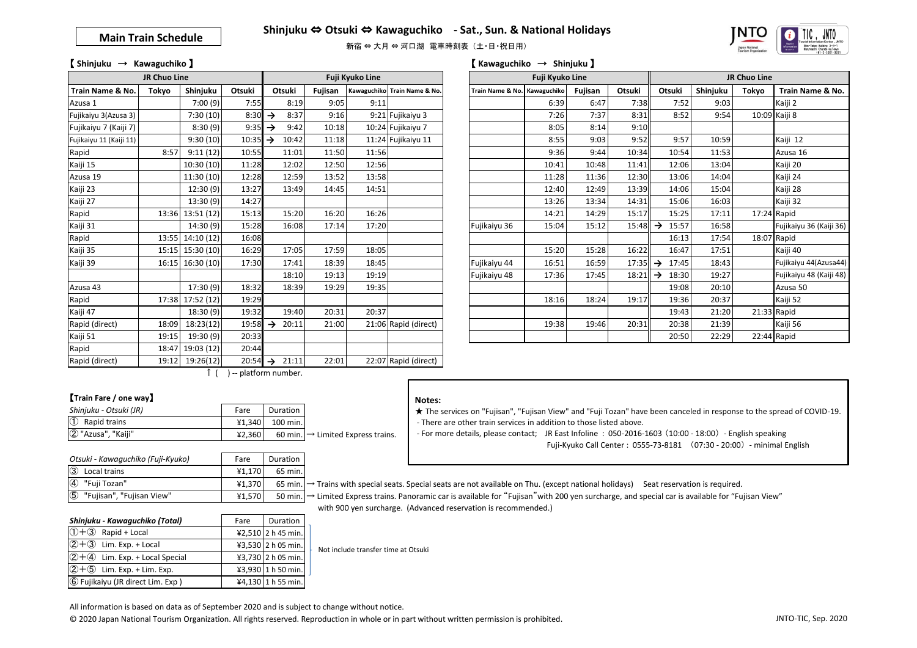## Main Train Schedule

# Shinjuku ⇔ Otsuki ⇔ Kawaguchiko - Sat., Sun. & National Holidays

新宿 ⇔ 大月 ⇔ 河口湖 電車時刻表（土･日･祝日用）

### 【 Shinjuku → Kawaguchiko 】

| JR Chuo Line | | | | Fuji Kyuko Line | | | |
|---|---|---|---|---|---|---|---|
| Train Name & No. | Tokyo | Shinjuku | Otsuki | Otsuki | Fujisan | Kawaguchiko | Train Name & No. |
| Azusa 1 | | 7:00 (9) | 7:55 | 8:19 | 9:05 | 9:11 | |
| Fujikaiyu 3(Azusa 3) | | 7:30 (10) | 8:30 | → 8:37 | 9:16 | 9:21 | Fujikaiyu 3 |
| Fujikaiyu 7 (Kaiji 7) | | 8:30 (9) | 9:35 | → 9:42 | 10:18 | 10:24 | Fujikaiyu 7 |
| Fujikaiyu 11 (Kaiji 11) | | 9:30 (10) | 10:35 | → 10:42 | 11:18 | 11:24 | Fujikaiyu 11 |
| Rapid | 8:57 | 9:11 (12) | 10:55 | 11:01 | 11:50 | 11:56 | |
| Kaiji 15 | | 10:30 (10) | 11:28 | 12:02 | 12:50 | 12:56 | |
| Azusa 19 | | 11:30 (10) | 12:28 | 12:59 | 13:52 | 13:58 | |
| Kaiji 23 | | 12:30 (9) | 13:27 | 13:49 | 14:45 | 14:51 | |
| Kaiji 27 | | 13:30 (9) | 14:27 | | | | |
| Rapid | 13:36 | 13:51 (12) | 15:13 | 15:20 | 16:20 | 16:26 | |
| Kaiji 31 | | 14:30 (9) | 15:28 | 16:08 | 17:14 | 17:20 | |
| Rapid | 13:55 | 14:10 (12) | 16:08 | | | | |
| Kaiji 35 | 15:15 | 15:30 (10) | 16:29 | 17:05 | 17:59 | 18:05 | |
| Kaiji 39 | 16:15 | 16:30 (10) | 17:30 | 17:41 | 18:39 | 18:45 | |
| | | | | 18:10 | 19:13 | 19:19 | |
| Azusa 43 | | 17:30 (9) | 18:32 | 18:39 | 19:29 | 19:35 | |
| Rapid | 17:38 | 17:52 (12) | 19:29 | | | | |
| Kaiji 47 | | 18:30 (9) | 19:32 | 19:40 | 20:31 | 20:37 | |
| Rapid (direct) | 18:09 | 18:23(12) | 19:58 | → 20:11 | 21:00 | 21:06 | Rapid (direct) |
| Kaiji 51 | 19:15 | 19:30 (9) | 20:33 | | | | |
| Rapid | 18:47 | 19:03 (12) | 20:44 | | | | |
| Rapid (direct) | 19:12 | 19:26(12) | 20:54 | → 21:11 | 22:01 | 22:07 | Rapid (direct) |

↑ ( ) -- platform number.

### 【 Kawaguchiko → Shinjuku 】

| Fuji Kyuko Line | | | | JR Chuo Line | | | |
|---|---|---|---|---|---|---|---|
| Train Name & No. | Kawaguchiko | Fujisan | Otsuki | Otsuki | Shinjuku | Tokyo | Train Name & No. |
| | 6:39 | 6:47 | 7:38 | 7:52 | 9:03 | | Kaiji 2 |
| | 7:26 | 7:37 | 8:31 | 8:52 | 9:54 | 10:09 | Kaiji 8 |
| | 8:05 | 8:14 | 9:10 | | | | |
| | 8:55 | 9:03 | 9:52 | 9:57 | 10:59 | | Kaiji 12 |
| | 9:36 | 9:44 | 10:34 | 10:54 | 11:53 | | Azusa 16 |
| | 10:41 | 10:48 | 11:41 | 12:06 | 13:04 | | Kaiji 20 |
| | 11:28 | 11:36 | 12:30 | 13:06 | 14:04 | | Kaiji 24 |
| | 12:40 | 12:49 | 13:39 | 14:06 | 15:04 | | Kaiji 28 |
| | 13:26 | 13:34 | 14:31 | 15:06 | 16:03 | | Kaiji 32 |
| | 14:21 | 14:29 | 15:17 | 15:25 | 17:11 | 17:24 | Rapid |
| Fujikaiyu 36 | 15:04 | 15:12 | 15:48 | → 15:57 | 16:58 | | Fujikaiyu 36 (Kaiji 36) |
| | | | | 16:13 | 17:54 | 18:07 | Rapid |
| | 15:20 | 15:28 | 16:22 | 16:47 | 17:51 | | Kaiji 40 |
| Fujikaiyu 44 | 16:51 | 16:59 | 17:35 | → 17:45 | 18:43 | | Fujikaiyu 44(Azusa44) |
| Fujikaiyu 48 | 17:36 | 17:45 | 18:21 | → 18:30 | 19:27 | | Fujikaiyu 48 (Kaiji 48) |
| | | | | 19:08 | 20:10 | | Azusa 50 |
| | 18:16 | 18:24 | 19:17 | 19:36 | 20:37 | | Kaiji 52 |
| | | | | 19:43 | 21:20 | 21:33 | Rapid |
| | 19:38 | 19:46 | 20:31 | 20:38 | 21:39 | | Kaiji 56 |
| | | | | 20:50 | 22:29 | 22:44 | Rapid |

### 【Train Fare / one way】

| *Shinjuku - Otsuki (JR)* | Fare | Duration | |
|---|---|---|---|
| ① Rapid trains | ¥1,340 | 100 min. | |
| ② "Azusa", "Kaiji" | ¥2,360 | 60 min. | → Limited Express trains. |

| *Otsuki - Kawaguchiko (Fuji-Kyuko)* | Fare | Duration | |
|---|---|---|---|
| ③ Local trains | ¥1,170 | 65 min. | |
| ④ "Fuji Tozan" | ¥1,370 | 65 min. | → Trains with special seats. Special seats are not available on Thu. (except national holidays) Seat reservation is required. |
| ⑤ "Fujisan", "Fujisan View" | ¥1,570 | 50 min. | → Limited Express trains. Panoramic car is available for "Fujisan" with 200 yen surcharge, and special car is available for "Fujisan View" with 900 yen surcharge. (Advanced reservation is recommended.) |

| *Shinjuku - Kawaguchiko (Total)* | Fare | Duration | |
|---|---|---|---|
| ①+③ Rapid + Local | ¥2,510 | 2 h 45 min. | Not include transfer time at Otsuki |
| ②+③ Lim. Exp. + Local | ¥3,530 | 2 h 05 min. | Not include transfer time at Otsuki |
| ②+④ Lim. Exp. + Local Special | ¥3,730 | 2 h 05 min. | Not include transfer time at Otsuki |
| ②+⑤ Lim. Exp. + Lim. Exp. | ¥3,930 | 1 h 50 min. | Not include transfer time at Otsuki |
| ⑥ Fujikaiyu (JR direct Lim. Exp ) | ¥4,130 | 1 h 55 min. | |

**Notes:**

★ The services on "Fujisan", "Fujisan View" and "Fuji Tozan" have been canceled in response to the spread of COVID-19.
- There are other train services in addition to those listed above.
- For more details, please contact; JR East Infoline : 050-2016-1603（10:00 - 18:00）- English speaking
  Fuji-Kyuko Call Center : 0555-73-8181 （07:30 - 20:00）- minimal English

All information is based on data as of September 2020 and is subject to change without notice.

© 2020 Japan National Tourism Organization. All rights reserved. Reproduction in whole or in part without written permission is prohibited.

JNTO-TIC, Sep. 2020